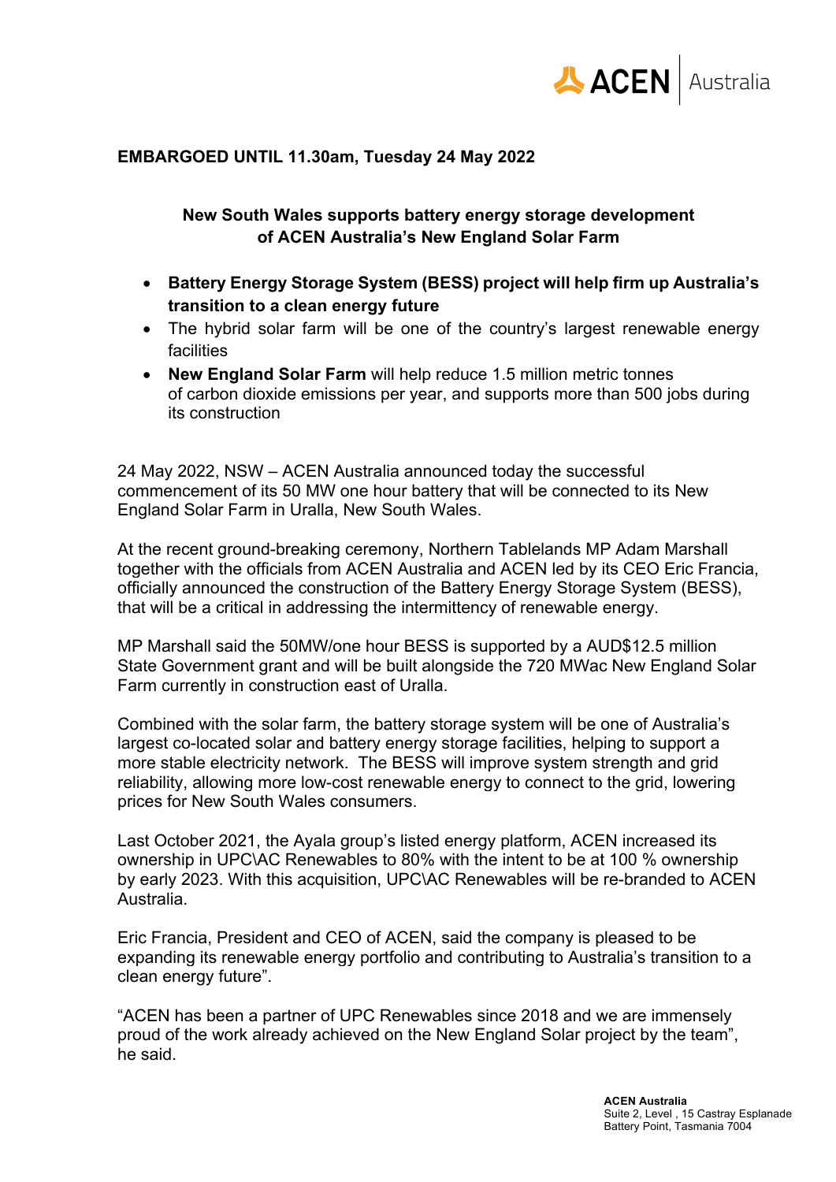**EMBARGOED UNTIL 11.30am, Tuesday 24 May 2022**

## New South Wales supports battery energy storage development of ACEN Australia's New England Solar Farm

- **Battery Energy Storage System (BESS) project will help firm up Australia's transition to a clean energy future**
- The hybrid solar farm will be one of the country's largest renewable energy facilities
- **New England Solar Farm** will help reduce 1.5 million metric tonnes of carbon dioxide emissions per year, and supports more than 500 jobs during its construction

24 May 2022, NSW – ACEN Australia announced today the successful commencement of its 50 MW one hour battery that will be connected to its New England Solar Farm in Uralla, New South Wales.

At the recent ground-breaking ceremony, Northern Tablelands MP Adam Marshall together with the officials from ACEN Australia and ACEN led by its CEO Eric Francia, officially announced the construction of the Battery Energy Storage System (BESS), that will be a critical in addressing the intermittency of renewable energy.

MP Marshall said the 50MW/one hour BESS is supported by a AUD$12.5 million State Government grant and will be built alongside the 720 MWac New England Solar Farm currently in construction east of Uralla.

Combined with the solar farm, the battery storage system will be one of Australia's largest co-located solar and battery energy storage facilities, helping to support a more stable electricity network. The BESS will improve system strength and grid reliability, allowing more low-cost renewable energy to connect to the grid, lowering prices for New South Wales consumers.

Last October 2021, the Ayala group's listed energy platform, ACEN increased its ownership in UPC\AC Renewables to 80% with the intent to be at 100 % ownership by early 2023. With this acquisition, UPC\AC Renewables will be re-branded to ACEN Australia.

Eric Francia, President and CEO of ACEN, said the company is pleased to be expanding its renewable energy portfolio and contributing to Australia's transition to a clean energy future".

"ACEN has been a partner of UPC Renewables since 2018 and we are immensely proud of the work already achieved on the New England Solar project by the team", he said.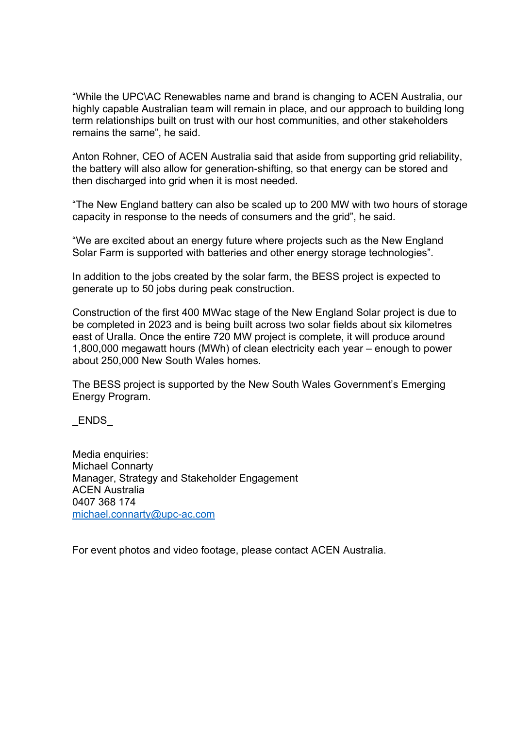“While the UPC\AC Renewables name and brand is changing to ACEN Australia, our highly capable Australian team will remain in place, and our approach to building long term relationships built on trust with our host communities, and other stakeholders remains the same”, he said.

Anton Rohner, CEO of ACEN Australia said that aside from supporting grid reliability, the battery will also allow for generation-shifting, so that energy can be stored and then discharged into grid when it is most needed.

“The New England battery can also be scaled up to 200 MW with two hours of storage capacity in response to the needs of consumers and the grid”, he said.

“We are excited about an energy future where projects such as the New England Solar Farm is supported with batteries and other energy storage technologies”.

In addition to the jobs created by the solar farm, the BESS project is expected to generate up to 50 jobs during peak construction.

Construction of the first 400 MWac stage of the New England Solar project is due to be completed in 2023 and is being built across two solar fields about six kilometres east of Uralla. Once the entire 720 MW project is complete, it will produce around 1,800,000 megawatt hours (MWh) of clean electricity each year – enough to power about 250,000 New South Wales homes.

The BESS project is supported by the New South Wales Government’s Emerging Energy Program.

_ENDS_

Media enquiries:
Michael Connarty
Manager, Strategy and Stakeholder Engagement
ACEN Australia
0407 368 174
michael.connarty@upc-ac.com

For event photos and video footage, please contact ACEN Australia.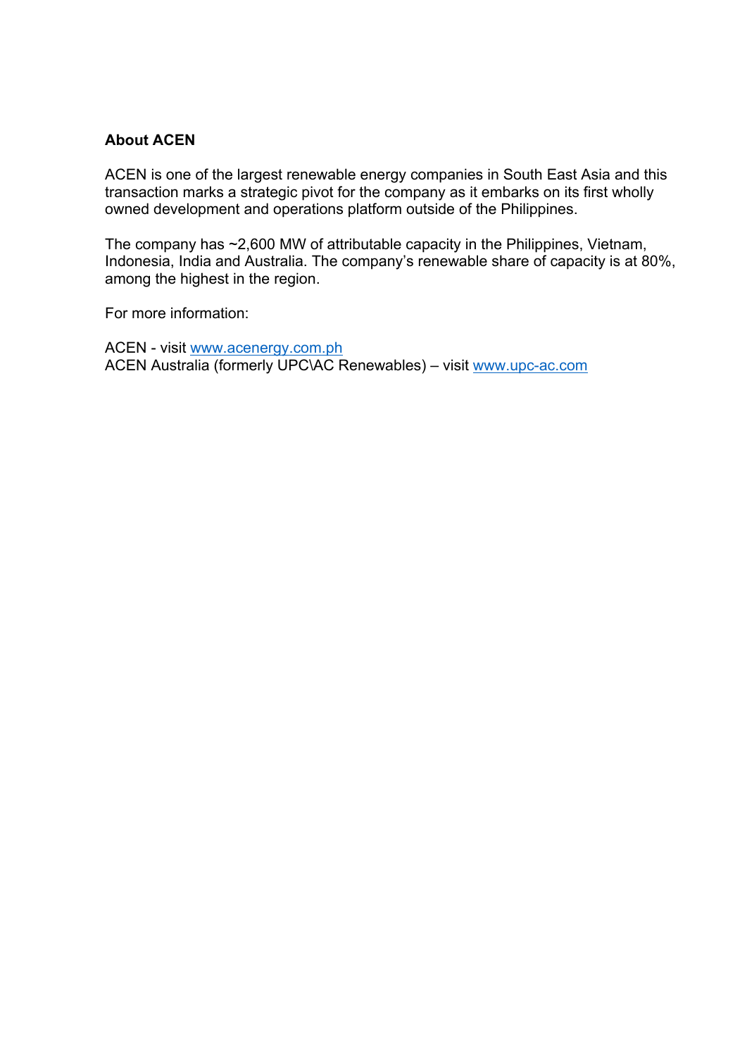**About ACEN**

ACEN is one of the largest renewable energy companies in South East Asia and this transaction marks a strategic pivot for the company as it embarks on its first wholly owned development and operations platform outside of the Philippines.

The company has ~2,600 MW of attributable capacity in the Philippines, Vietnam, Indonesia, India and Australia. The company's renewable share of capacity is at 80%, among the highest in the region.

For more information:

ACEN - visit [www.acenergy.com.ph](http://www.acenergy.com.ph)
ACEN Australia (formerly UPC\AC Renewables) – visit [www.upc-ac.com](http://www.upc-ac.com)